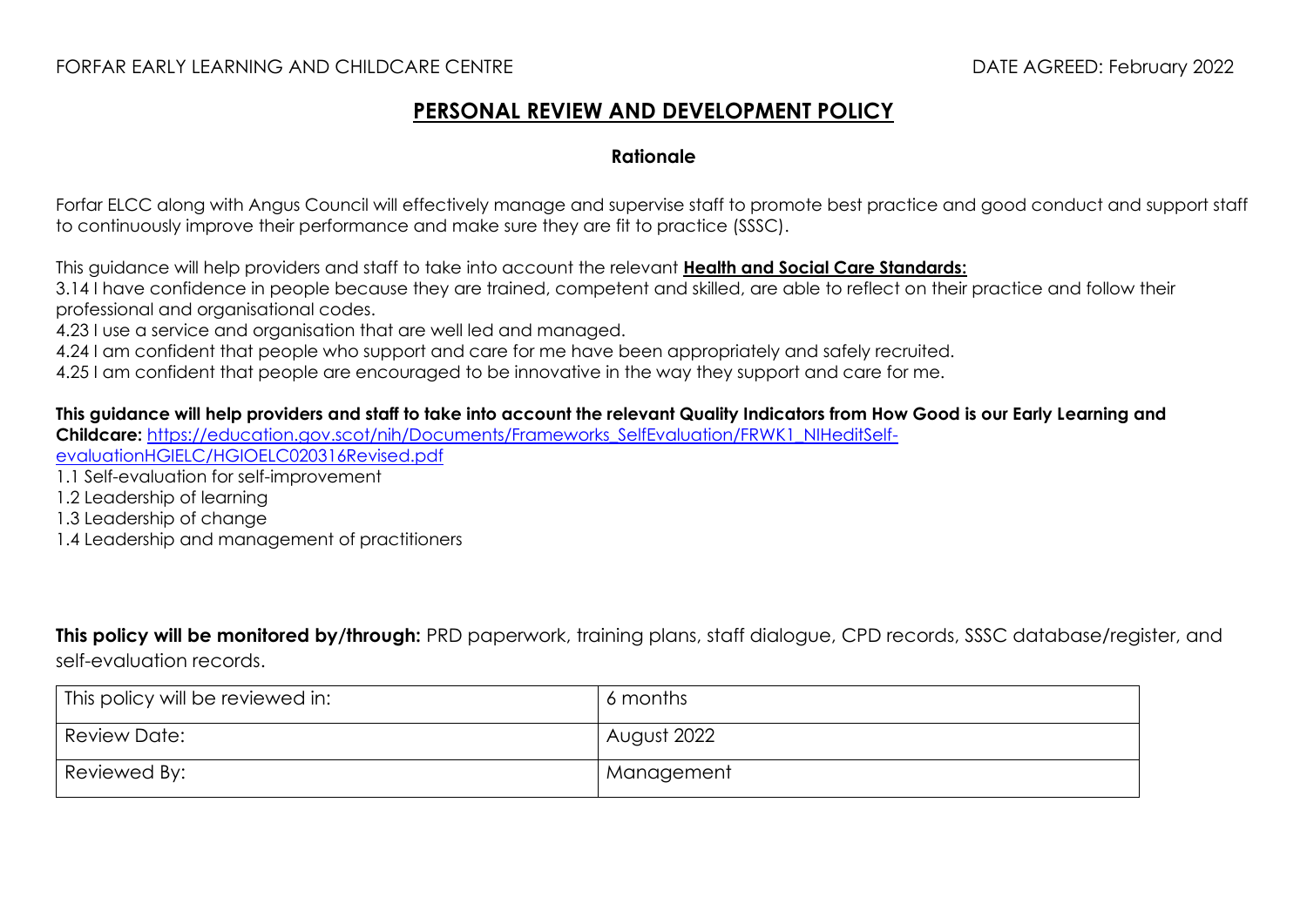FORFAR EARLY LEARNING AND CHILDCARE CENTRE DATE AGREED: February 2022

# PERSONAL REVIEW AND DEVELOPMENT POLICY

## Rationale

Forfar ELCC along with Angus Council will effectively manage and supervise staff to promote best practice and good conduct and support staff to continuously improve their performance and make sure they are fit to practice (SSSC).

This guidance will help providers and staff to take into account the relevant **Health and Social Care Standards:**

3.14 I have confidence in people because they are trained, competent and skilled, are able to reflect on their practice and follow their professional and organisational codes.
4.23 I use a service and organisation that are well led and managed.
4.24 I am confident that people who support and care for me have been appropriately and safely recruited.
4.25 I am confident that people are encouraged to be innovative in the way they support and care for me.

**This guidance will help providers and staff to take into account the relevant Quality Indicators from How Good is our Early Learning and Childcare:** [https://education.gov.scot/nih/Documents/Frameworks_SelfEvaluation/FRWK1_NIHeditSelf-evaluationHGIELC/HGIOELC020316Revised.pdf](https://education.gov.scot/nih/Documents/Frameworks_SelfEvaluation/FRWK1_NIHeditSelf-evaluationHGIELC/HGIOELC020316Revised.pdf)

1.1 Self-evaluation for self-improvement
1.2 Leadership of learning
1.3 Leadership of change
1.4 Leadership and management of practitioners

**This policy will be monitored by/through:** PRD paperwork, training plans, staff dialogue, CPD records, SSSC database/register, and self-evaluation records.

| This policy will be reviewed in: | 6 months |
|---|---|
| Review Date: | August 2022 |
| Reviewed By: | Management |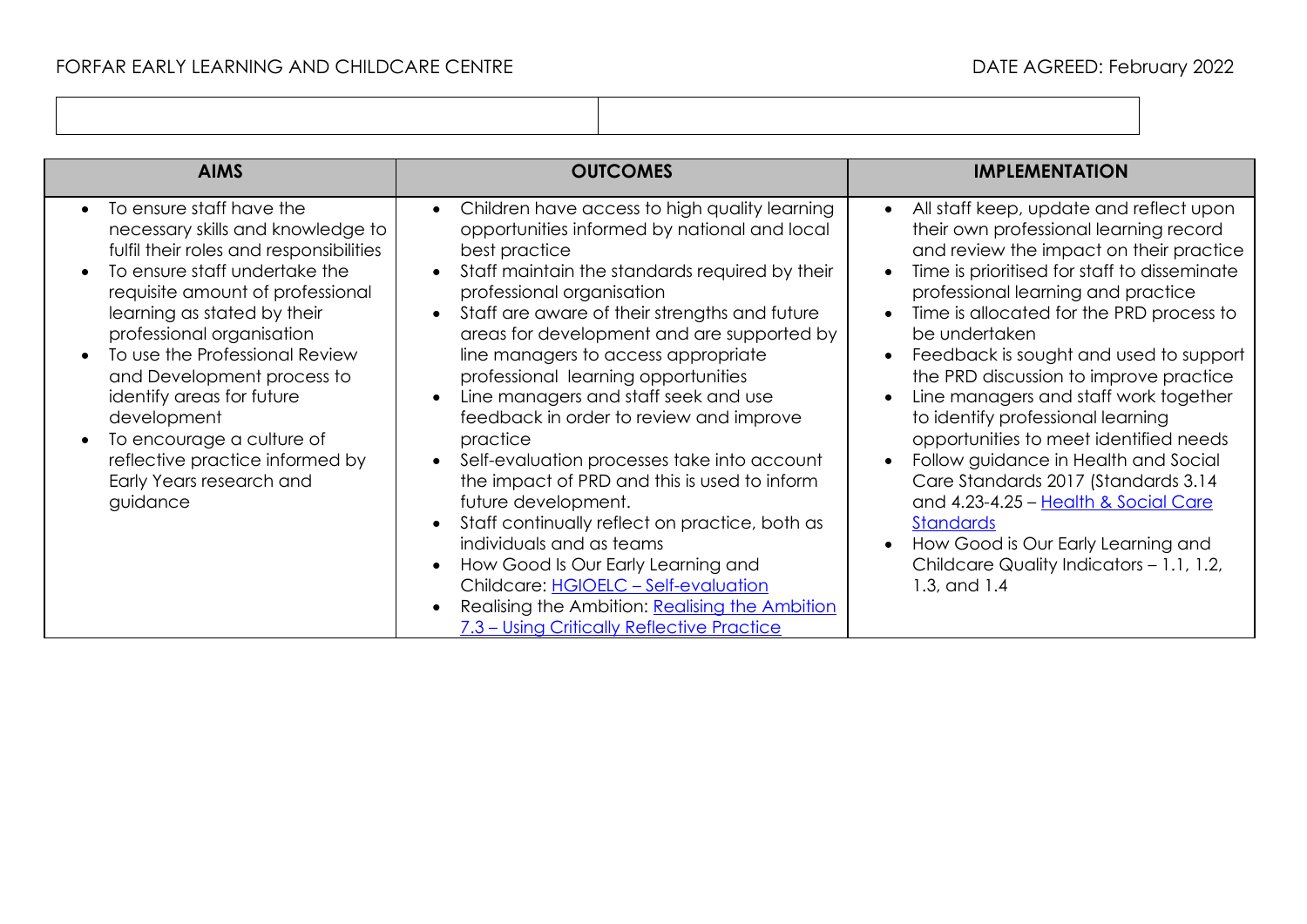FORFAR EARLY LEARNING AND CHILDCARE CENTRE

DATE AGREED: February 2022

| | |
|---|---|
| | |

| AIMS | OUTCOMES | IMPLEMENTATION |
|---|---|---|
| • To ensure staff have the necessary skills and knowledge to fulfil their roles and responsibilities<br>• To ensure staff undertake the requisite amount of professional learning as stated by their professional organisation<br>• To use the Professional Review and Development process to identify areas for future development<br>• To encourage a culture of reflective practice informed by Early Years research and guidance | • Children have access to high quality learning opportunities informed by national and local best practice<br>• Staff maintain the standards required by their professional organisation<br>• Staff are aware of their strengths and future areas for development and are supported by line managers to access appropriate professional learning opportunities<br>• Line managers and staff seek and use feedback in order to review and improve practice<br>• Self-evaluation processes take into account the impact of PRD and this is used to inform future development.<br>• Staff continually reflect on practice, both as individuals and as teams<br>• How Good Is Our Early Learning and Childcare: HGIOELC – Self-evaluation<br>• Realising the Ambition: Realising the Ambition 7.3 – Using Critically Reflective Practice | • All staff keep, update and reflect upon their own professional learning record and review the impact on their practice<br>• Time is prioritised for staff to disseminate professional learning and practice<br>• Time is allocated for the PRD process to be undertaken<br>• Feedback is sought and used to support the PRD discussion to improve practice<br>• Line managers and staff work together to identify professional learning opportunities to meet identified needs<br>• Follow guidance in Health and Social Care Standards 2017 (Standards 3.14 and 4.23-4.25 – Health & Social Care Standards<br>• How Good is Our Early Learning and Childcare Quality Indicators – 1.1, 1.2, 1.3, and 1.4 |